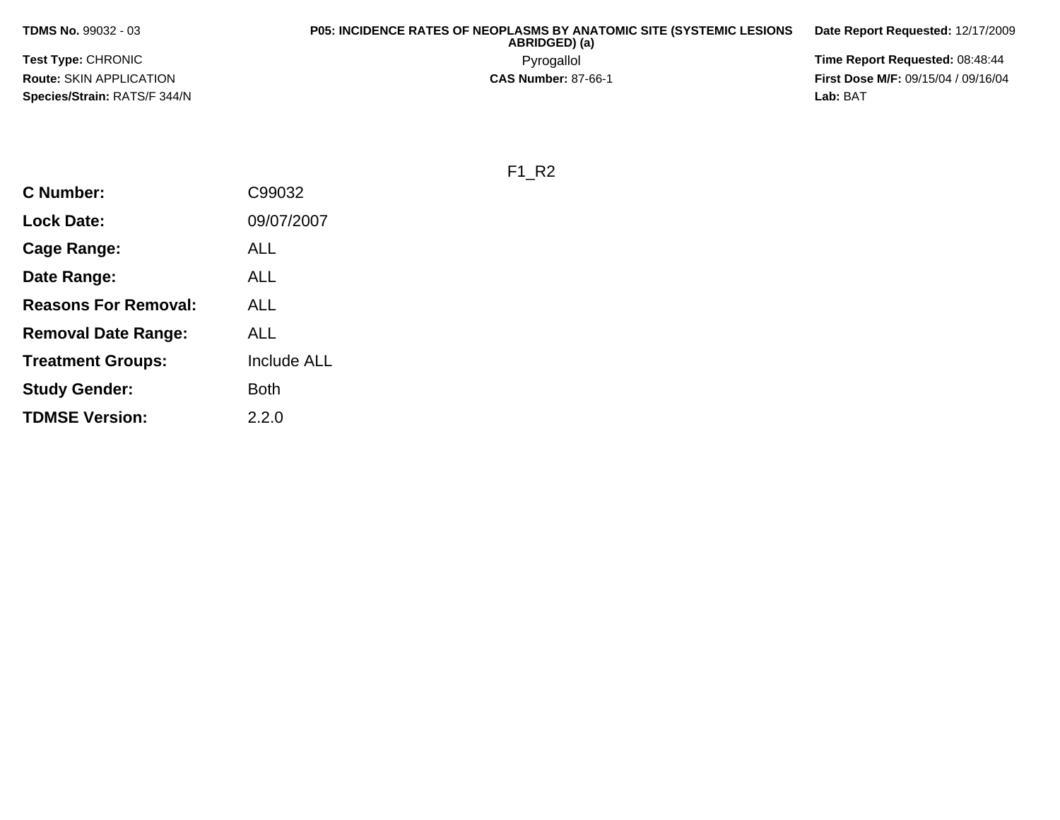**TDMS No.** 99032 - 03

**Test Type:** CHRONIC

**Route:** SKIN APPLICATION

**Species/Strain:** RATS/F 344/N

**P05: INCIDENCE RATES OF NEOPLASMS BY ANATOMIC SITE (SYSTEMIC LESIONS ABRIDGED) (a)**

Pyrogallol

**CAS Number:** 87-66-1

**Date Report Requested:** 12/17/2009

**Time Report Requested:** 08:48:44

**First Dose M/F:** 09/15/04 / 09/16/04

**Lab:** BAT

F1_R2

| | |
|---|---|
| **C Number:** | C99032 |
| **Lock Date:** | 09/07/2007 |
| **Cage Range:** | ALL |
| **Date Range:** | ALL |
| **Reasons For Removal:** | ALL |
| **Removal Date Range:** | ALL |
| **Treatment Groups:** | Include ALL |
| **Study Gender:** | Both |
| **TDMSE Version:** | 2.2.0 |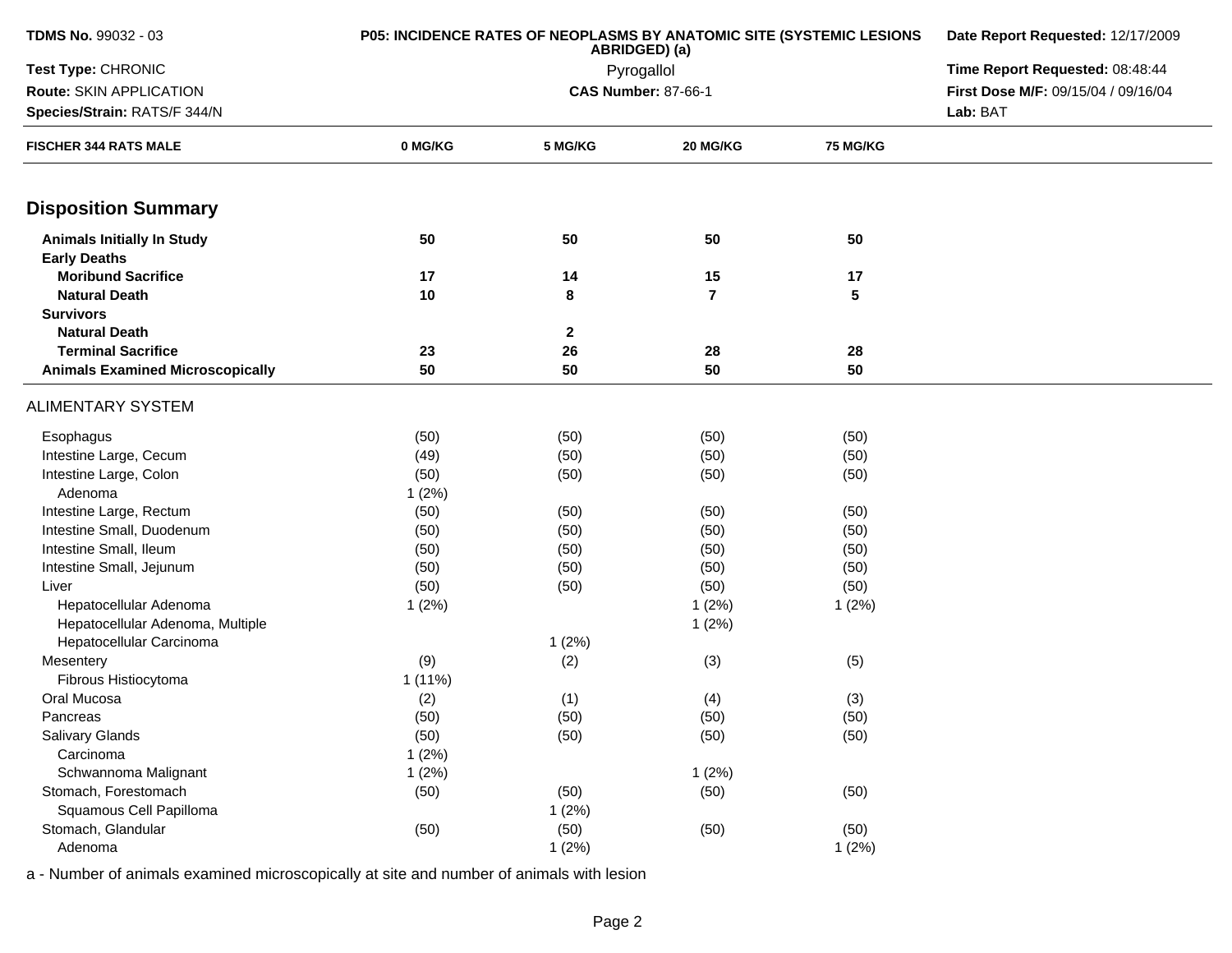**TDMS No.** 99032 - 03
**Test Type:** CHRONIC
**Route:** SKIN APPLICATION
**Species/Strain:** RATS/F 344/N

**P05: INCIDENCE RATES OF NEOPLASMS BY ANATOMIC SITE (SYSTEMIC LESIONS ABRIDGED) (a)**
Pyrogallol
**CAS Number:** 87-66-1

**Date Report Requested:** 12/17/2009
**Time Report Requested:** 08:48:44
**First Dose M/F:** 09/15/04 / 09/16/04
**Lab:** BAT

| FISCHER 344 RATS MALE | 0 MG/KG | 5 MG/KG | 20 MG/KG | 75 MG/KG |
|---|---|---|---|---|
| **Disposition Summary** | | | | |
| **Animals Initially In Study** | 50 | 50 | 50 | 50 |
| **Early Deaths** | | | | |
| **Moribund Sacrifice** | 17 | 14 | 15 | 17 |
| **Natural Death** | 10 | 8 | 7 | 5 |
| **Survivors** | | | | |
| **Natural Death** | | 2 | | |
| **Terminal Sacrifice** | 23 | 26 | 28 | 28 |
| **Animals Examined Microscopically** | 50 | 50 | 50 | 50 |
| ALIMENTARY SYSTEM | | | | |
| Esophagus | (50) | (50) | (50) | (50) |
| Intestine Large, Cecum | (49) | (50) | (50) | (50) |
| Intestine Large, Colon | (50) | (50) | (50) | (50) |
| Adenoma | 1 (2%) | | | |
| Intestine Large, Rectum | (50) | (50) | (50) | (50) |
| Intestine Small, Duodenum | (50) | (50) | (50) | (50) |
| Intestine Small, Ileum | (50) | (50) | (50) | (50) |
| Intestine Small, Jejunum | (50) | (50) | (50) | (50) |
| Liver | (50) | (50) | (50) | (50) |
| Hepatocellular Adenoma | 1 (2%) | | 1 (2%) | 1 (2%) |
| Hepatocellular Adenoma, Multiple | | | 1 (2%) | |
| Hepatocellular Carcinoma | | 1 (2%) | | |
| Mesentery | (9) | (2) | (3) | (5) |
| Fibrous Histiocytoma | 1 (11%) | | | |
| Oral Mucosa | (2) | (1) | (4) | (3) |
| Pancreas | (50) | (50) | (50) | (50) |
| Salivary Glands | (50) | (50) | (50) | (50) |
| Carcinoma | 1 (2%) | | | |
| Schwannoma Malignant | 1 (2%) | | 1 (2%) | |
| Stomach, Forestomach | (50) | (50) | (50) | (50) |
| Squamous Cell Papilloma | | 1 (2%) | | |
| Stomach, Glandular | (50) | (50) | (50) | (50) |
| Adenoma | | 1 (2%) | | 1 (2%) |

a - Number of animals examined microscopically at site and number of animals with lesion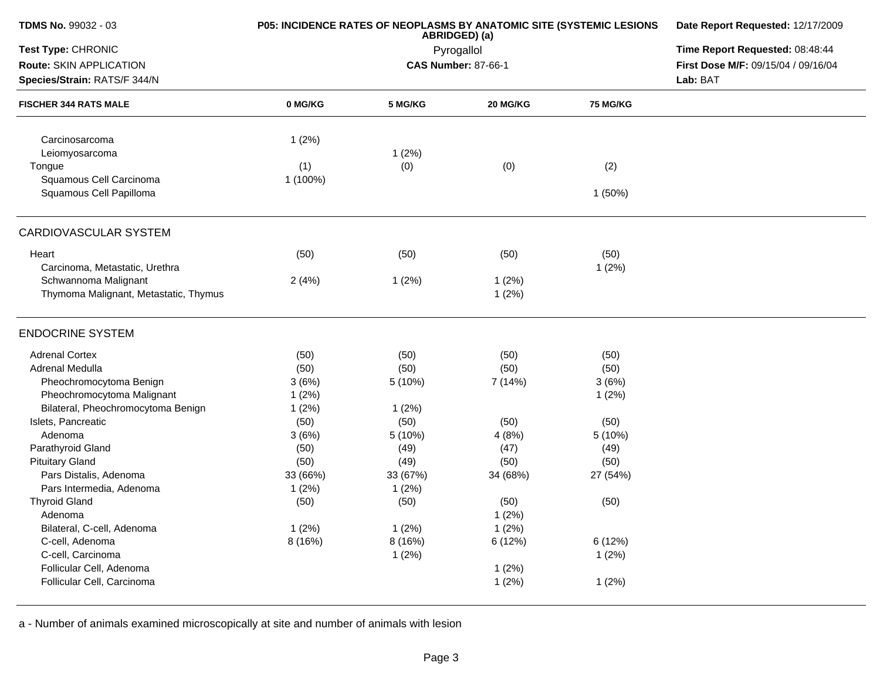**TDMS No.** 99032 - 03

**Test Type:** CHRONIC

**Route:** SKIN APPLICATION

**Species/Strain:** RATS/F 344/N

**P05: INCIDENCE RATES OF NEOPLASMS BY ANATOMIC SITE (SYSTEMIC LESIONS ABRIDGED) (a)**

Pyrogallol

**CAS Number:** 87-66-1

**Date Report Requested:** 12/17/2009

**Time Report Requested:** 08:48:44

**First Dose M/F:** 09/15/04 / 09/16/04

**Lab:** BAT

| FISCHER 344 RATS MALE | 0 MG/KG | 5 MG/KG | 20 MG/KG | 75 MG/KG |
|---|---|---|---|---|
| Carcinosarcoma | 1 (2%) | | | |
| Leiomyosarcoma | | 1 (2%) | | |
| Tongue | (1) | (0) | (0) | (2) |
| Squamous Cell Carcinoma | 1 (100%) | | | |
| Squamous Cell Papilloma | | | | 1 (50%) |
| **CARDIOVASCULAR SYSTEM** | | | | |
| Heart | (50) | (50) | (50) | (50) |
| Carcinoma, Metastatic, Urethra | | | | 1 (2%) |
| Schwannoma Malignant | 2 (4%) | 1 (2%) | 1 (2%) | |
| Thymoma Malignant, Metastatic, Thymus | | | 1 (2%) | |
| **ENDOCRINE SYSTEM** | | | | |
| Adrenal Cortex | (50) | (50) | (50) | (50) |
| Adrenal Medulla | (50) | (50) | (50) | (50) |
| Pheochromocytoma Benign | 3 (6%) | 5 (10%) | 7 (14%) | 3 (6%) |
| Pheochromocytoma Malignant | 1 (2%) | | | 1 (2%) |
| Bilateral, Pheochromocytoma Benign | 1 (2%) | 1 (2%) | | |
| Islets, Pancreatic | (50) | (50) | (50) | (50) |
| Adenoma | 3 (6%) | 5 (10%) | 4 (8%) | 5 (10%) |
| Parathyroid Gland | (50) | (49) | (47) | (49) |
| Pituitary Gland | (50) | (49) | (50) | (50) |
| Pars Distalis, Adenoma | 33 (66%) | 33 (67%) | 34 (68%) | 27 (54%) |
| Pars Intermedia, Adenoma | 1 (2%) | 1 (2%) | | |
| Thyroid Gland | (50) | (50) | (50) | (50) |
| Adenoma | | | 1 (2%) | |
| Bilateral, C-cell, Adenoma | 1 (2%) | 1 (2%) | 1 (2%) | |
| C-cell, Adenoma | 8 (16%) | 8 (16%) | 6 (12%) | 6 (12%) |
| C-cell, Carcinoma | | 1 (2%) | | 1 (2%) |
| Follicular Cell, Adenoma | | | 1 (2%) | |
| Follicular Cell, Carcinoma | | | 1 (2%) | 1 (2%) |

a - Number of animals examined microscopically at site and number of animals with lesion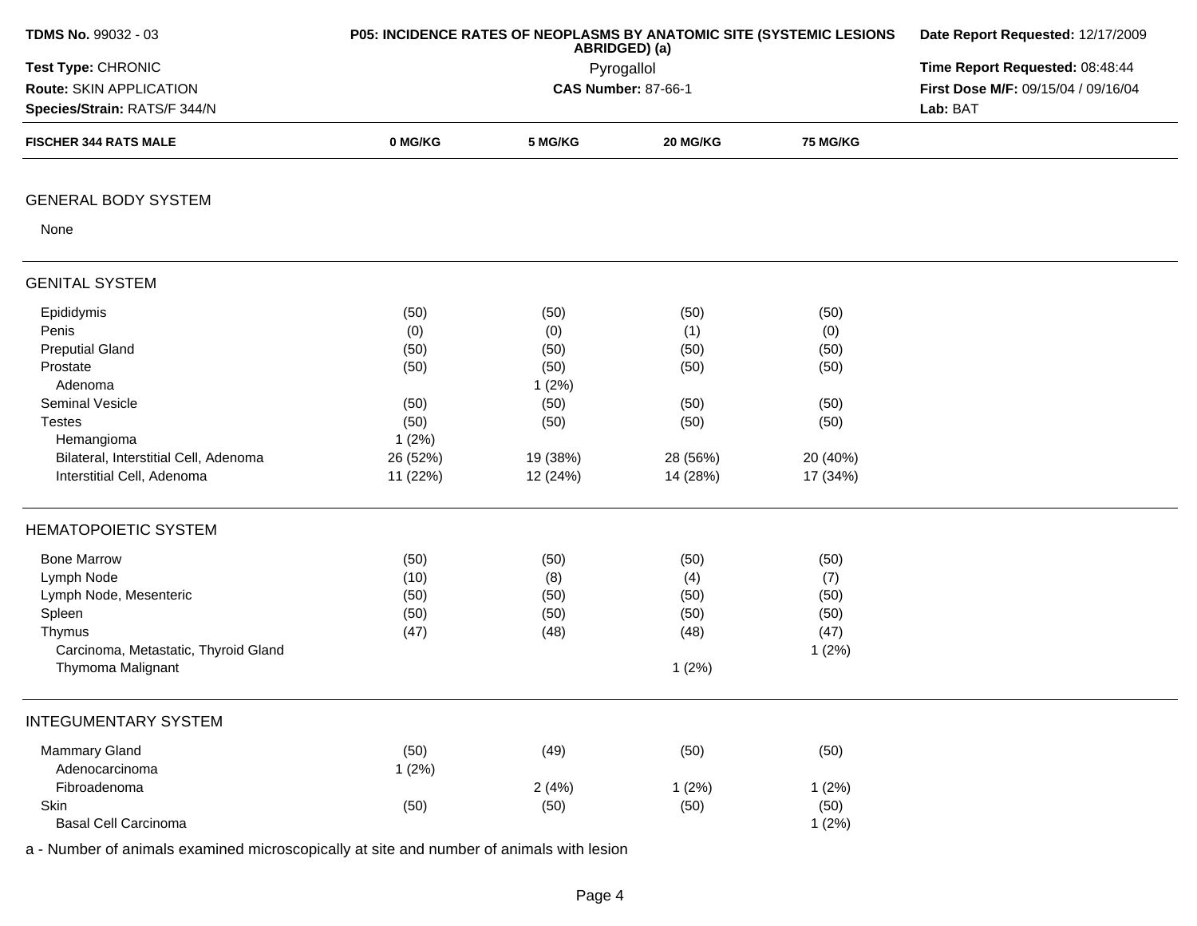**TDMS No.** 99032 - 03
**Test Type:** CHRONIC
**Route:** SKIN APPLICATION
**Species/Strain:** RATS/F 344/N

**P05: INCIDENCE RATES OF NEOPLASMS BY ANATOMIC SITE (SYSTEMIC LESIONS ABRIDGED) (a)**
Pyrogallol
**CAS Number:** 87-66-1

**Date Report Requested:** 12/17/2009
**Time Report Requested:** 08:48:44
**First Dose M/F:** 09/15/04 / 09/16/04
**Lab:** BAT

| FISCHER 344 RATS MALE | 0 MG/KG | 5 MG/KG | 20 MG/KG | 75 MG/KG |
|---|---|---|---|---|
| **GENERAL BODY SYSTEM** | | | | |
| None | | | | |
| **GENITAL SYSTEM** | | | | |
| Epididymis | (50) | (50) | (50) | (50) |
| Penis | (0) | (0) | (1) | (0) |
| Preputial Gland | (50) | (50) | (50) | (50) |
| Prostate | (50) | (50) | (50) | (50) |
| Adenoma | | 1 (2%) | | |
| Seminal Vesicle | (50) | (50) | (50) | (50) |
| Testes | (50) | (50) | (50) | (50) |
| Hemangioma | 1 (2%) | | | |
| Bilateral, Interstitial Cell, Adenoma | 26 (52%) | 19 (38%) | 28 (56%) | 20 (40%) |
| Interstitial Cell, Adenoma | 11 (22%) | 12 (24%) | 14 (28%) | 17 (34%) |
| **HEMATOPOIETIC SYSTEM** | | | | |
| Bone Marrow | (50) | (50) | (50) | (50) |
| Lymph Node | (10) | (8) | (4) | (7) |
| Lymph Node, Mesenteric | (50) | (50) | (50) | (50) |
| Spleen | (50) | (50) | (50) | (50) |
| Thymus | (47) | (48) | (48) | (47) |
| Carcinoma, Metastatic, Thyroid Gland | | | | 1 (2%) |
| Thymoma Malignant | | | 1 (2%) | |
| **INTEGUMENTARY SYSTEM** | | | | |
| Mammary Gland | (50) | (49) | (50) | (50) |
| Adenocarcinoma | 1 (2%) | | | |
| Fibroadenoma | | 2 (4%) | 1 (2%) | 1 (2%) |
| Skin | (50) | (50) | (50) | (50) |
| Basal Cell Carcinoma | | | | 1 (2%) |

a - Number of animals examined microscopically at site and number of animals with lesion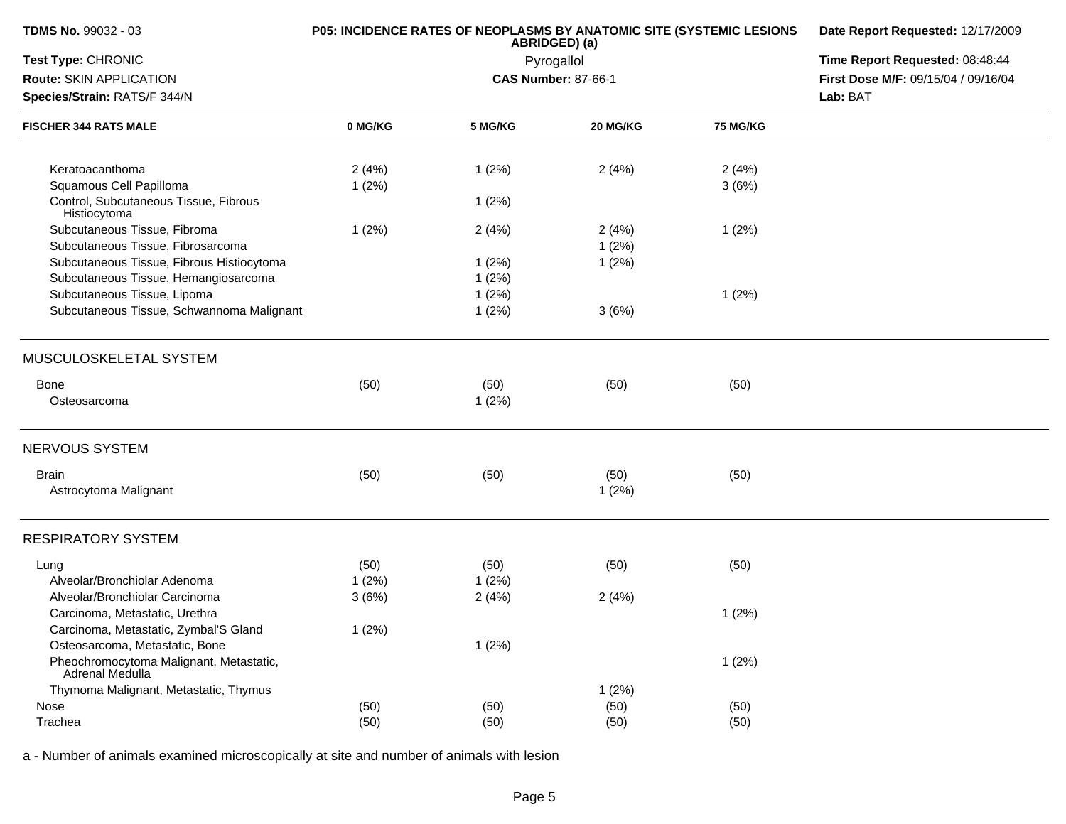**TDMS No.** 99032 - 03
**Test Type:** CHRONIC
**Route:** SKIN APPLICATION
**Species/Strain:** RATS/F 344/N

**P05: INCIDENCE RATES OF NEOPLASMS BY ANATOMIC SITE (SYSTEMIC LESIONS ABRIDGED) (a)**
Pyrogallol
**CAS Number:** 87-66-1

**Date Report Requested:** 12/17/2009
**Time Report Requested:** 08:48:44
**First Dose M/F:** 09/15/04 / 09/16/04
**Lab:** BAT

| FISCHER 344 RATS MALE | 0 MG/KG | 5 MG/KG | 20 MG/KG | 75 MG/KG |
|---|---|---|---|---|
| Keratoacanthoma | 2 (4%) | 1 (2%) | 2 (4%) | 2 (4%) |
| Squamous Cell Papilloma | 1 (2%) | | | 3 (6%) |
| Control, Subcutaneous Tissue, Fibrous Histiocytoma | | 1 (2%) | | |
| Subcutaneous Tissue, Fibroma | 1 (2%) | 2 (4%) | 2 (4%) | 1 (2%) |
| Subcutaneous Tissue, Fibrosarcoma | | | 1 (2%) | |
| Subcutaneous Tissue, Fibrous Histiocytoma | | 1 (2%) | 1 (2%) | |
| Subcutaneous Tissue, Hemangiosarcoma | | 1 (2%) | | |
| Subcutaneous Tissue, Lipoma | | 1 (2%) | | 1 (2%) |
| Subcutaneous Tissue, Schwannoma Malignant | | 1 (2%) | 3 (6%) | |
| **MUSCULOSKELETAL SYSTEM** | | | | |
| Bone | (50) | (50) | (50) | (50) |
| Osteosarcoma | | 1 (2%) | | |
| **NERVOUS SYSTEM** | | | | |
| Brain | (50) | (50) | (50) | (50) |
| Astrocytoma Malignant | | | 1 (2%) | |
| **RESPIRATORY SYSTEM** | | | | |
| Lung | (50) | (50) | (50) | (50) |
| Alveolar/Bronchiolar Adenoma | 1 (2%) | 1 (2%) | | |
| Alveolar/Bronchiolar Carcinoma | 3 (6%) | 2 (4%) | 2 (4%) | |
| Carcinoma, Metastatic, Urethra | | | | 1 (2%) |
| Carcinoma, Metastatic, Zymbal'S Gland | 1 (2%) | | | |
| Osteosarcoma, Metastatic, Bone | | 1 (2%) | | |
| Pheochromocytoma Malignant, Metastatic, Adrenal Medulla | | | | 1 (2%) |
| Thymoma Malignant, Metastatic, Thymus | | | 1 (2%) | |
| Nose | (50) | (50) | (50) | (50) |
| Trachea | (50) | (50) | (50) | (50) |

a - Number of animals examined microscopically at site and number of animals with lesion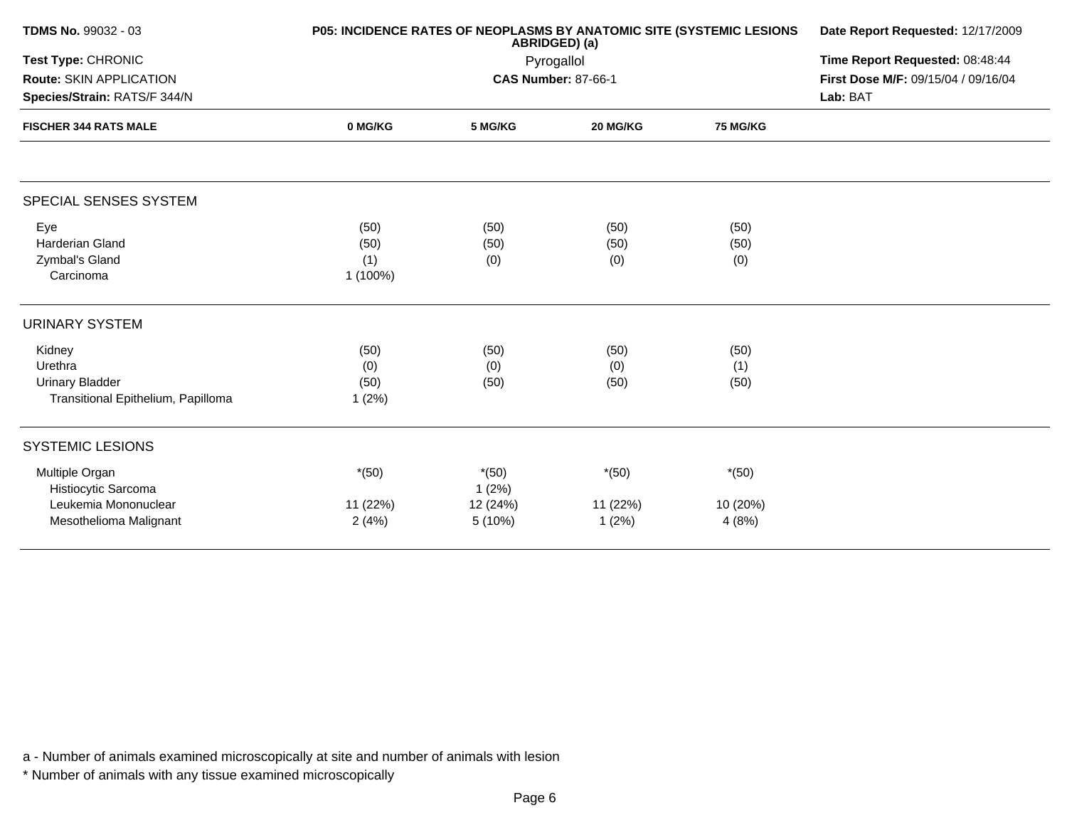| FISCHER 344 RATS MALE | 0 MG/KG | 5 MG/KG | 20 MG/KG | 75 MG/KG |
|---|---|---|---|---|
| **SPECIAL SENSES SYSTEM** | | | | |
| Eye | (50) | (50) | (50) | (50) |
| Harderian Gland | (50) | (50) | (50) | (50) |
| Zymbal's Gland | (1) | (0) | (0) | (0) |
| Carcinoma | 1 (100%) | | | |
| **URINARY SYSTEM** | | | | |
| Kidney | (50) | (50) | (50) | (50) |
| Urethra | (0) | (0) | (0) | (1) |
| Urinary Bladder | (50) | (50) | (50) | (50) |
| Transitional Epithelium, Papilloma | 1 (2%) | | | |
| **SYSTEMIC LESIONS** | | | | |
| Multiple Organ | *(50) | *(50) | *(50) | *(50) |
| Histiocytic Sarcoma | | 1 (2%) | | |
| Leukemia Mononuclear | 11 (22%) | 12 (24%) | 11 (22%) | 10 (20%) |
| Mesothelioma Malignant | 2 (4%) | 5 (10%) | 1 (2%) | 4 (8%) |

a - Number of animals examined microscopically at site and number of animals with lesion

* Number of animals with any tissue examined microscopically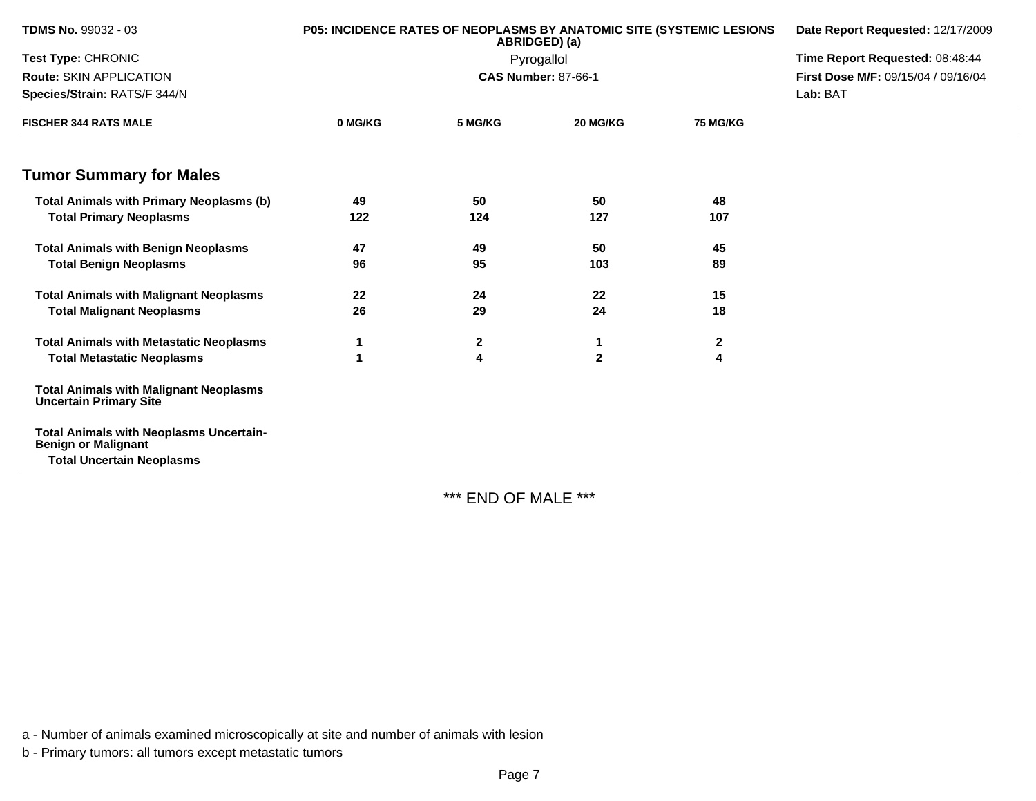**TDMS No.** 99032 - 03
**Test Type:** CHRONIC
**Route:** SKIN APPLICATION
**Species/Strain:** RATS/F 344/N

**P05: INCIDENCE RATES OF NEOPLASMS BY ANATOMIC SITE (SYSTEMIC LESIONS ABRIDGED) (a)**
Pyrogallol
**CAS Number:** 87-66-1

**Date Report Requested:** 12/17/2009
**Time Report Requested:** 08:48:44
**First Dose M/F:** 09/15/04 / 09/16/04
**Lab:** BAT

| FISCHER 344 RATS MALE | 0 MG/KG | 5 MG/KG | 20 MG/KG | 75 MG/KG |
|---|---|---|---|---|
| **Tumor Summary for Males** | | | | |
| **Total Animals with Primary Neoplasms (b)** | 49 | 50 | 50 | 48 |
| **Total Primary Neoplasms** | 122 | 124 | 127 | 107 |
| **Total Animals with Benign Neoplasms** | 47 | 49 | 50 | 45 |
| **Total Benign Neoplasms** | 96 | 95 | 103 | 89 |
| **Total Animals with Malignant Neoplasms** | 22 | 24 | 22 | 15 |
| **Total Malignant Neoplasms** | 26 | 29 | 24 | 18 |
| **Total Animals with Metastatic Neoplasms** | 1 | 2 | 1 | 2 |
| **Total Metastatic Neoplasms** | 1 | 4 | 2 | 4 |
| **Total Animals with Malignant Neoplasms Uncertain Primary Site** | | | | |
| **Total Animals with Neoplasms Uncertain-Benign or Malignant** | | | | |
| **Total Uncertain Neoplasms** | | | | |

*** END OF MALE ***

a - Number of animals examined microscopically at site and number of animals with lesion

b - Primary tumors: all tumors except metastatic tumors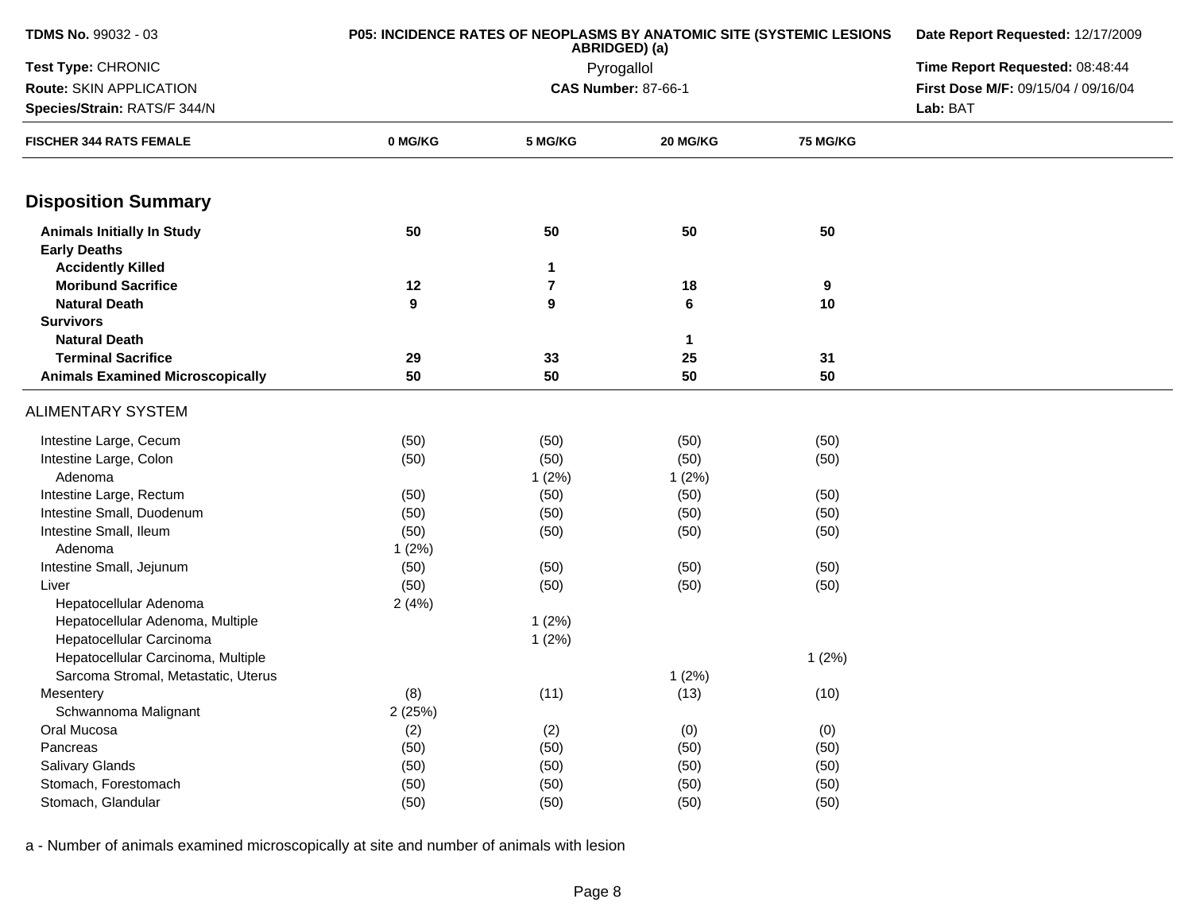**TDMS No.** 99032 - 03
**Test Type:** CHRONIC
**Route:** SKIN APPLICATION
**Species/Strain:** RATS/F 344/N

**P05: INCIDENCE RATES OF NEOPLASMS BY ANATOMIC SITE (SYSTEMIC LESIONS ABRIDGED) (a)**
Pyrogallol
**CAS Number:** 87-66-1

**Date Report Requested:** 12/17/2009
**Time Report Requested:** 08:48:44
**First Dose M/F:** 09/15/04 / 09/16/04
**Lab:** BAT

| FISCHER 344 RATS FEMALE | 0 MG/KG | 5 MG/KG | 20 MG/KG | 75 MG/KG |
|---|---|---|---|---|
| **Disposition Summary** | | | | |
| **Animals Initially In Study** | **50** | **50** | **50** | **50** |
| **Early Deaths** | | | | |
| **Accidently Killed** | | **1** | | |
| **Moribund Sacrifice** | **12** | **7** | **18** | **9** |
| **Natural Death** | **9** | **9** | **6** | **10** |
| **Survivors** | | | | |
| **Natural Death** | | | **1** | |
| **Terminal Sacrifice** | **29** | **33** | **25** | **31** |
| **Animals Examined Microscopically** | **50** | **50** | **50** | **50** |
| ALIMENTARY SYSTEM | | | | |
| Intestine Large, Cecum | (50) | (50) | (50) | (50) |
| Intestine Large, Colon | (50) | (50) | (50) | (50) |
| Adenoma | | 1 (2%) | 1 (2%) | |
| Intestine Large, Rectum | (50) | (50) | (50) | (50) |
| Intestine Small, Duodenum | (50) | (50) | (50) | (50) |
| Intestine Small, Ileum | (50) | (50) | (50) | (50) |
| Adenoma | 1 (2%) | | | |
| Intestine Small, Jejunum | (50) | (50) | (50) | (50) |
| Liver | (50) | (50) | (50) | (50) |
| Hepatocellular Adenoma | 2 (4%) | | | |
| Hepatocellular Adenoma, Multiple | | 1 (2%) | | |
| Hepatocellular Carcinoma | | 1 (2%) | | |
| Hepatocellular Carcinoma, Multiple | | | | 1 (2%) |
| Sarcoma Stromal, Metastatic, Uterus | | | 1 (2%) | |
| Mesentery | (8) | (11) | (13) | (10) |
| Schwannoma Malignant | 2 (25%) | | | |
| Oral Mucosa | (2) | (2) | (0) | (0) |
| Pancreas | (50) | (50) | (50) | (50) |
| Salivary Glands | (50) | (50) | (50) | (50) |
| Stomach, Forestomach | (50) | (50) | (50) | (50) |
| Stomach, Glandular | (50) | (50) | (50) | (50) |

a - Number of animals examined microscopically at site and number of animals with lesion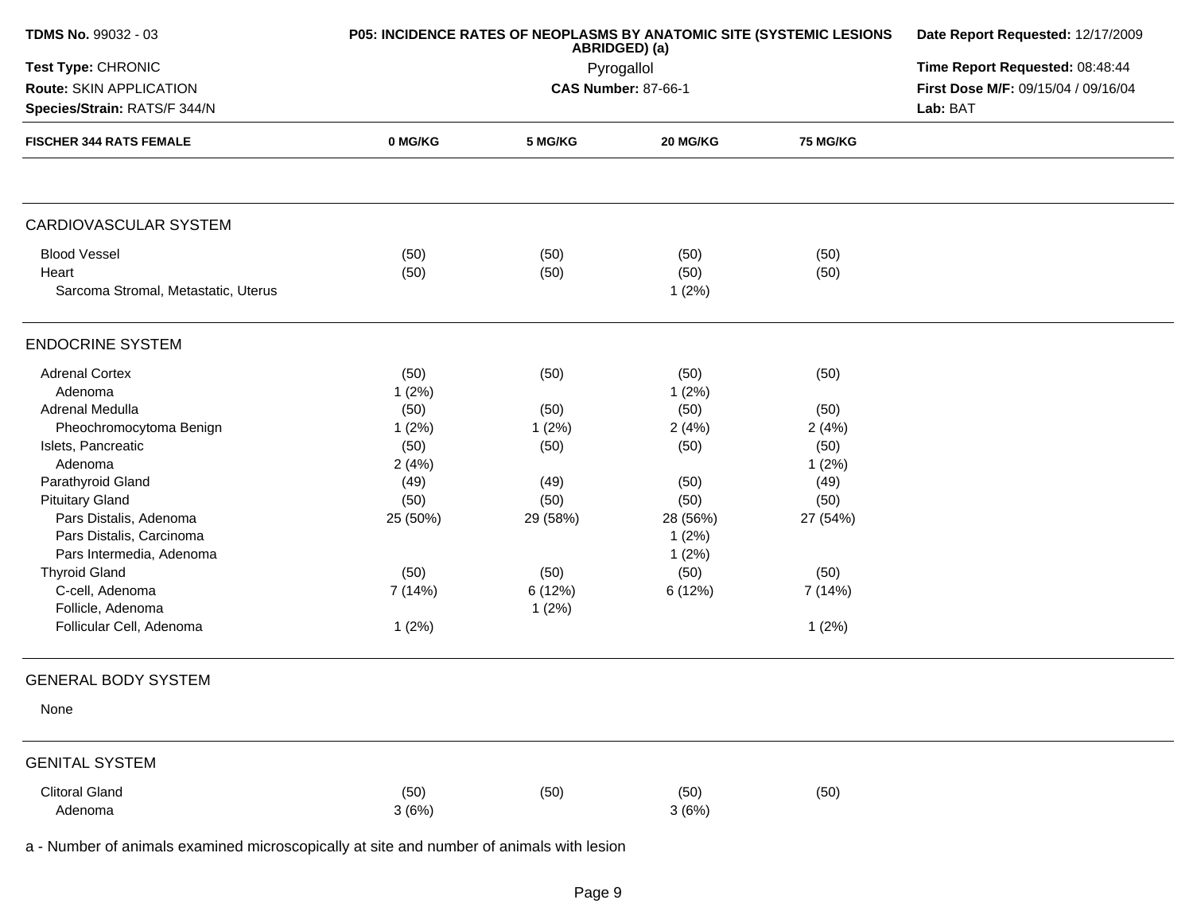**TDMS No.** 99032 - 03
**Test Type:** CHRONIC
**Route:** SKIN APPLICATION
**Species/Strain:** RATS/F 344/N

**P05: INCIDENCE RATES OF NEOPLASMS BY ANATOMIC SITE (SYSTEMIC LESIONS ABRIDGED) (a)**
Pyrogallol
**CAS Number:** 87-66-1

**Date Report Requested:** 12/17/2009
**Time Report Requested:** 08:48:44
**First Dose M/F:** 09/15/04 / 09/16/04
**Lab:** BAT

| FISCHER 344 RATS FEMALE | 0 MG/KG | 5 MG/KG | 20 MG/KG | 75 MG/KG |
|---|---|---|---|---|
| **CARDIOVASCULAR SYSTEM** | | | | |
| Blood Vessel | (50) | (50) | (50) | (50) |
| Heart | (50) | (50) | (50) | (50) |
| Sarcoma Stromal, Metastatic, Uterus | | | 1 (2%) | |
| **ENDOCRINE SYSTEM** | | | | |
| Adrenal Cortex | (50) | (50) | (50) | (50) |
| Adenoma | 1 (2%) | | 1 (2%) | |
| Adrenal Medulla | (50) | (50) | (50) | (50) |
| Pheochromocytoma Benign | 1 (2%) | 1 (2%) | 2 (4%) | 2 (4%) |
| Islets, Pancreatic | (50) | (50) | (50) | (50) |
| Adenoma | 2 (4%) | | | 1 (2%) |
| Parathyroid Gland | (49) | (49) | (50) | (49) |
| Pituitary Gland | (50) | (50) | (50) | (50) |
| Pars Distalis, Adenoma | 25 (50%) | 29 (58%) | 28 (56%) | 27 (54%) |
| Pars Distalis, Carcinoma | | | 1 (2%) | |
| Pars Intermedia, Adenoma | | | 1 (2%) | |
| Thyroid Gland | (50) | (50) | (50) | (50) |
| C-cell, Adenoma | 7 (14%) | 6 (12%) | 6 (12%) | 7 (14%) |
| Follicle, Adenoma | | 1 (2%) | | |
| Follicular Cell, Adenoma | 1 (2%) | | | 1 (2%) |
| **GENERAL BODY SYSTEM** | | | | |
| None | | | | |
| **GENITAL SYSTEM** | | | | |
| Clitoral Gland | (50) | (50) | (50) | (50) |
| Adenoma | 3 (6%) | | 3 (6%) | |

a - Number of animals examined microscopically at site and number of animals with lesion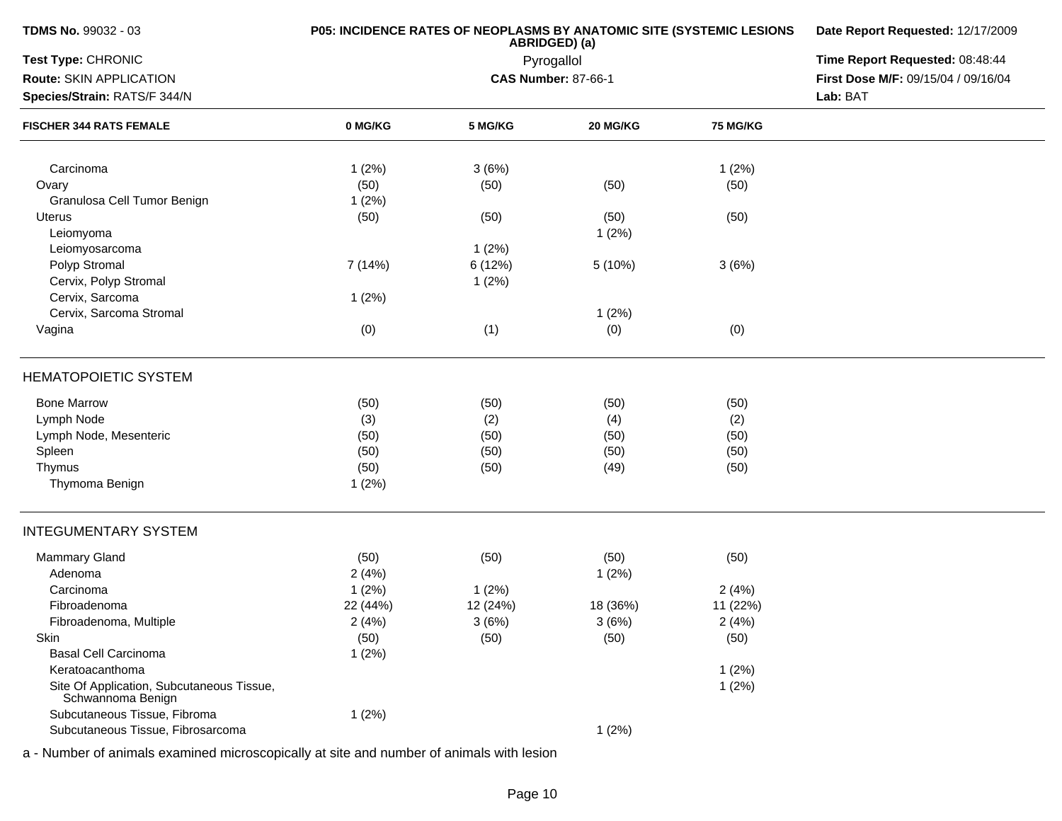**TDMS No.** 99032 - 03
**Test Type:** CHRONIC
**Route:** SKIN APPLICATION
**Species/Strain:** RATS/F 344/N

**P05: INCIDENCE RATES OF NEOPLASMS BY ANATOMIC SITE (SYSTEMIC LESIONS ABRIDGED) (a)**
Pyrogallol
**CAS Number:** 87-66-1

**Date Report Requested:** 12/17/2009
**Time Report Requested:** 08:48:44
**First Dose M/F:** 09/15/04 / 09/16/04
**Lab:** BAT

| FISCHER 344 RATS FEMALE | 0 MG/KG | 5 MG/KG | 20 MG/KG | 75 MG/KG |
|---|---|---|---|---|
| Carcinoma | 1 (2%) | 3 (6%) | | 1 (2%) |
| Ovary | (50) | (50) | (50) | (50) |
| Granulosa Cell Tumor Benign | 1 (2%) | | | |
| Uterus | (50) | (50) | (50) | (50) |
| Leiomyoma | | | 1 (2%) | |
| Leiomyosarcoma | | 1 (2%) | | |
| Polyp Stromal | 7 (14%) | 6 (12%) | 5 (10%) | 3 (6%) |
| Cervix, Polyp Stromal | | 1 (2%) | | |
| Cervix, Sarcoma | 1 (2%) | | | |
| Cervix, Sarcoma Stromal | | | 1 (2%) | |
| Vagina | (0) | (1) | (0) | (0) |
| **HEMATOPOIETIC SYSTEM** | | | | |
| Bone Marrow | (50) | (50) | (50) | (50) |
| Lymph Node | (3) | (2) | (4) | (2) |
| Lymph Node, Mesenteric | (50) | (50) | (50) | (50) |
| Spleen | (50) | (50) | (50) | (50) |
| Thymus | (50) | (50) | (49) | (50) |
| Thymoma Benign | 1 (2%) | | | |
| **INTEGUMENTARY SYSTEM** | | | | |
| Mammary Gland | (50) | (50) | (50) | (50) |
| Adenoma | 2 (4%) | | 1 (2%) | |
| Carcinoma | 1 (2%) | 1 (2%) | | 2 (4%) |
| Fibroadenoma | 22 (44%) | 12 (24%) | 18 (36%) | 11 (22%) |
| Fibroadenoma, Multiple | 2 (4%) | 3 (6%) | 3 (6%) | 2 (4%) |
| Skin | (50) | (50) | (50) | (50) |
| Basal Cell Carcinoma | 1 (2%) | | | |
| Keratoacanthoma | | | | 1 (2%) |
| Site Of Application, Subcutaneous Tissue, Schwannoma Benign | | | | 1 (2%) |
| Subcutaneous Tissue, Fibroma | 1 (2%) | | | |
| Subcutaneous Tissue, Fibrosarcoma | | | 1 (2%) | |

a - Number of animals examined microscopically at site and number of animals with lesion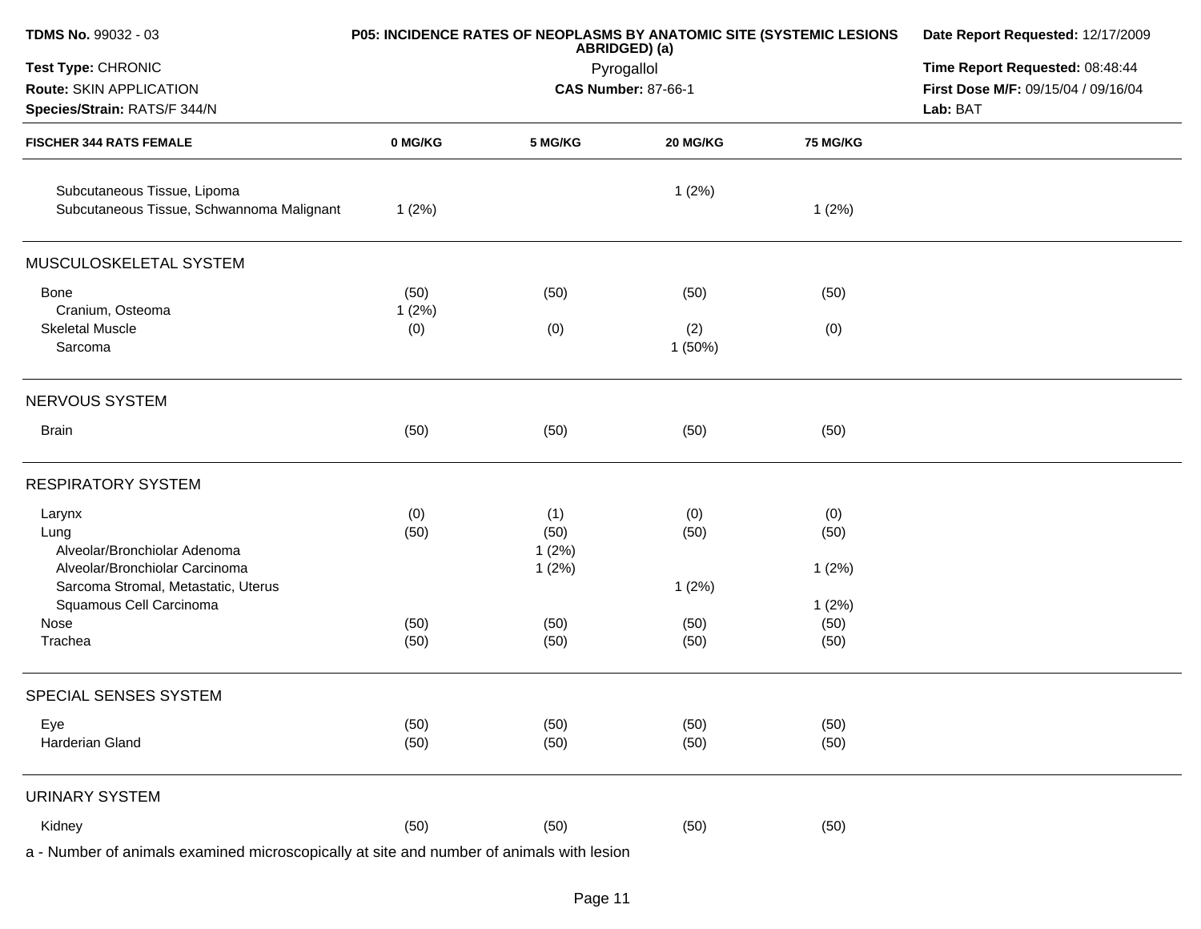**TDMS No.** 99032 - 03
**Test Type:** CHRONIC
**Route:** SKIN APPLICATION
**Species/Strain:** RATS/F 344/N

**P05: INCIDENCE RATES OF NEOPLASMS BY ANATOMIC SITE (SYSTEMIC LESIONS ABRIDGED) (a)**
Pyrogallol
**CAS Number:** 87-66-1

**Date Report Requested:** 12/17/2009
**Time Report Requested:** 08:48:44
**First Dose M/F:** 09/15/04 / 09/16/04
**Lab:** BAT

| FISCHER 344 RATS FEMALE | 0 MG/KG | 5 MG/KG | 20 MG/KG | 75 MG/KG |
|---|---|---|---|---|
| Subcutaneous Tissue, Lipoma | | | 1 (2%) | |
| Subcutaneous Tissue, Schwannoma Malignant | 1 (2%) | | | 1 (2%) |
| **MUSCULOSKELETAL SYSTEM** | | | | |
| Bone | (50) | (50) | (50) | (50) |
| Cranium, Osteoma | 1 (2%) | | | |
| Skeletal Muscle | (0) | (0) | (2) | (0) |
| Sarcoma | | | 1 (50%) | |
| **NERVOUS SYSTEM** | | | | |
| Brain | (50) | (50) | (50) | (50) |
| **RESPIRATORY SYSTEM** | | | | |
| Larynx | (0) | (1) | (0) | (0) |
| Lung | (50) | (50) | (50) | (50) |
| Alveolar/Bronchiolar Adenoma | | 1 (2%) | | |
| Alveolar/Bronchiolar Carcinoma | | 1 (2%) | | 1 (2%) |
| Sarcoma Stromal, Metastatic, Uterus | | | 1 (2%) | |
| Squamous Cell Carcinoma | | | | 1 (2%) |
| Nose | (50) | (50) | (50) | (50) |
| Trachea | (50) | (50) | (50) | (50) |
| **SPECIAL SENSES SYSTEM** | | | | |
| Eye | (50) | (50) | (50) | (50) |
| Harderian Gland | (50) | (50) | (50) | (50) |
| **URINARY SYSTEM** | | | | |
| Kidney | (50) | (50) | (50) | (50) |

a - Number of animals examined microscopically at site and number of animals with lesion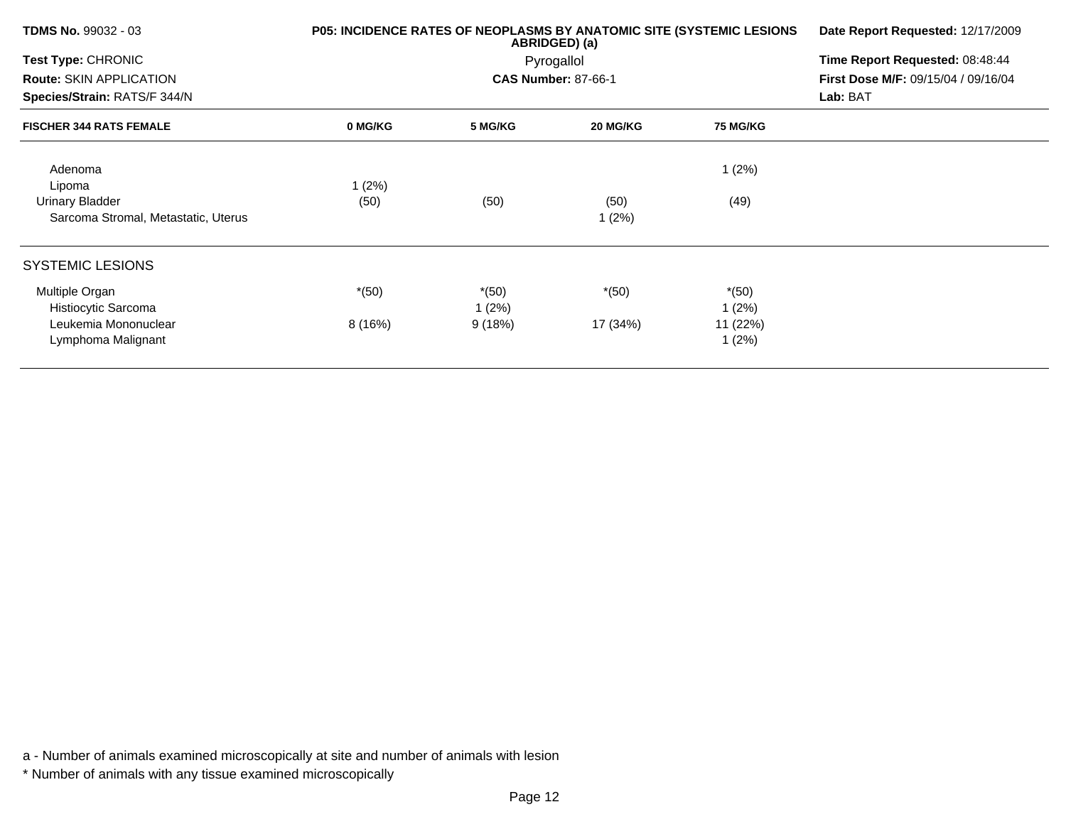**TDMS No.** 99032 - 03
**Test Type:** CHRONIC
**Route:** SKIN APPLICATION
**Species/Strain:** RATS/F 344/N

**P05: INCIDENCE RATES OF NEOPLASMS BY ANATOMIC SITE (SYSTEMIC LESIONS ABRIDGED) (a)**
Pyrogallol
**CAS Number:** 87-66-1

**Date Report Requested:** 12/17/2009
**Time Report Requested:** 08:48:44
**First Dose M/F:** 09/15/04 / 09/16/04
**Lab:** BAT

| FISCHER 344 RATS FEMALE | 0 MG/KG | 5 MG/KG | 20 MG/KG | 75 MG/KG |
|---|---|---|---|---|
| Adenoma | | | | 1 (2%) |
| Lipoma | 1 (2%) | | | |
| Urinary Bladder | (50) | (50) | (50) | (49) |
| Sarcoma Stromal, Metastatic, Uterus | | | 1 (2%) | |
| **SYSTEMIC LESIONS** | | | | |
| Multiple Organ | *(50) | *(50) | *(50) | *(50) |
| Histiocytic Sarcoma | | 1 (2%) | | 1 (2%) |
| Leukemia Mononuclear | 8 (16%) | 9 (18%) | 17 (34%) | 11 (22%) |
| Lymphoma Malignant | | | | 1 (2%) |

a - Number of animals examined microscopically at site and number of animals with lesion

* Number of animals with any tissue examined microscopically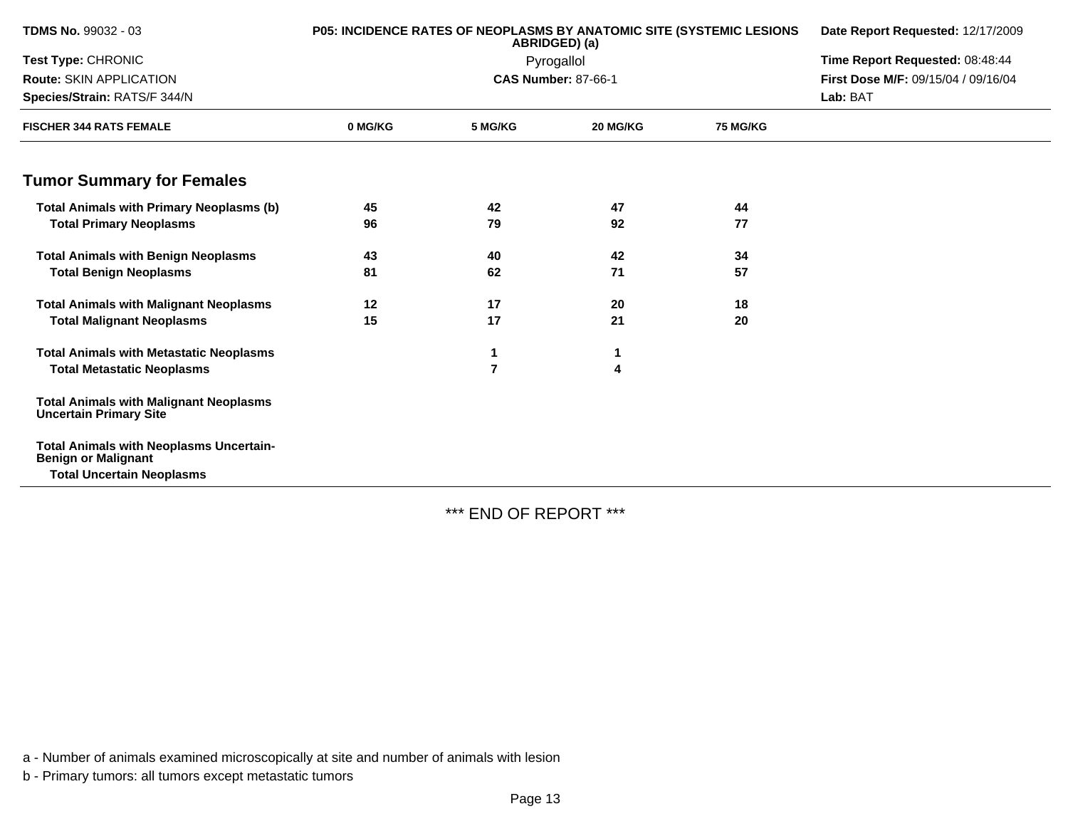**TDMS No.** 99032 - 03
**Test Type:** CHRONIC
**Route:** SKIN APPLICATION
**Species/Strain:** RATS/F 344/N

**P05: INCIDENCE RATES OF NEOPLASMS BY ANATOMIC SITE (SYSTEMIC LESIONS ABRIDGED) (a)**
Pyrogallol
**CAS Number:** 87-66-1

**Date Report Requested:** 12/17/2009
**Time Report Requested:** 08:48:44
**First Dose M/F:** 09/15/04 / 09/16/04
**Lab:** BAT

| FISCHER 344 RATS FEMALE | 0 MG/KG | 5 MG/KG | 20 MG/KG | 75 MG/KG |
|---|---|---|---|---|
| **Tumor Summary for Females** | | | | |
| **Total Animals with Primary Neoplasms (b)** | 45 | 42 | 47 | 44 |
| **Total Primary Neoplasms** | 96 | 79 | 92 | 77 |
| **Total Animals with Benign Neoplasms** | 43 | 40 | 42 | 34 |
| **Total Benign Neoplasms** | 81 | 62 | 71 | 57 |
| **Total Animals with Malignant Neoplasms** | 12 | 17 | 20 | 18 |
| **Total Malignant Neoplasms** | 15 | 17 | 21 | 20 |
| **Total Animals with Metastatic Neoplasms** | | 1 | 1 | |
| **Total Metastatic Neoplasms** | | 7 | 4 | |
| **Total Animals with Malignant Neoplasms Uncertain Primary Site** | | | | |
| **Total Animals with Neoplasms Uncertain-Benign or Malignant** | | | | |
| **Total Uncertain Neoplasms** | | | | |

*** END OF REPORT ***

a - Number of animals examined microscopically at site and number of animals with lesion

b - Primary tumors: all tumors except metastatic tumors